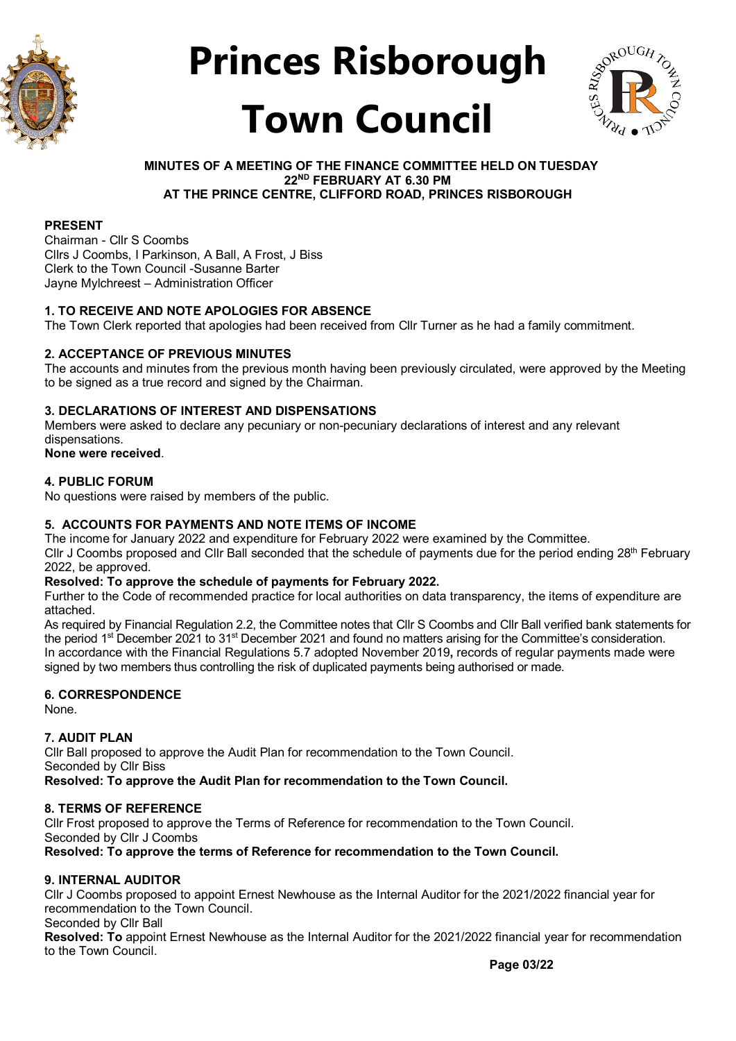# Princes Risborough Town Council

**MINUTES OF A MEETING OF THE FINANCE COMMITTEE HELD ON TUESDAY 22ND FEBRUARY AT 6.30 PM AT THE PRINCE CENTRE, CLIFFORD ROAD, PRINCES RISBOROUGH**

**PRESENT**

Chairman - Cllr S Coombs
Cllrs J Coombs, I Parkinson, A Ball, A Frost, J Biss
Clerk to the Town Council -Susanne Barter
Jayne Mylchreest – Administration Officer

**1. TO RECEIVE AND NOTE APOLOGIES FOR ABSENCE**

The Town Clerk reported that apologies had been received from Cllr Turner as he had a family commitment.

**2. ACCEPTANCE OF PREVIOUS MINUTES**

The accounts and minutes from the previous month having been previously circulated, were approved by the Meeting to be signed as a true record and signed by the Chairman.

**3. DECLARATIONS OF INTEREST AND DISPENSATIONS**

Members were asked to declare any pecuniary or non-pecuniary declarations of interest and any relevant dispensations.
**None were received**.

**4. PUBLIC FORUM**

No questions were raised by members of the public.

**5. ACCOUNTS FOR PAYMENTS AND NOTE ITEMS OF INCOME**

The income for January 2022 and expenditure for February 2022 were examined by the Committee.
Cllr J Coombs proposed and Cllr Ball seconded that the schedule of payments due for the period ending 28th February 2022, be approved.

**Resolved: To approve the schedule of payments for February 2022.**

Further to the Code of recommended practice for local authorities on data transparency, the items of expenditure are attached.
As required by Financial Regulation 2.2, the Committee notes that Cllr S Coombs and Cllr Ball verified bank statements for the period 1st December 2021 to 31st December 2021 and found no matters arising for the Committee's consideration.
In accordance with the Financial Regulations 5.7 adopted November 2019**,** records of regular payments made were signed by two members thus controlling the risk of duplicated payments being authorised or made.

**6. CORRESPONDENCE**

None.

**7. AUDIT PLAN**

Cllr Ball proposed to approve the Audit Plan for recommendation to the Town Council.
Seconded by Cllr Biss
**Resolved: To approve the Audit Plan for recommendation to the Town Council.**

**8. TERMS OF REFERENCE**

Cllr Frost proposed to approve the Terms of Reference for recommendation to the Town Council.
Seconded by Cllr J Coombs
**Resolved: To approve the terms of Reference for recommendation to the Town Council.**

**9. INTERNAL AUDITOR**

Cllr J Coombs proposed to appoint Ernest Newhouse as the Internal Auditor for the 2021/2022 financial year for recommendation to the Town Council.
Seconded by Cllr Ball
**Resolved: To** appoint Ernest Newhouse as the Internal Auditor for the 2021/2022 financial year for recommendation to the Town Council.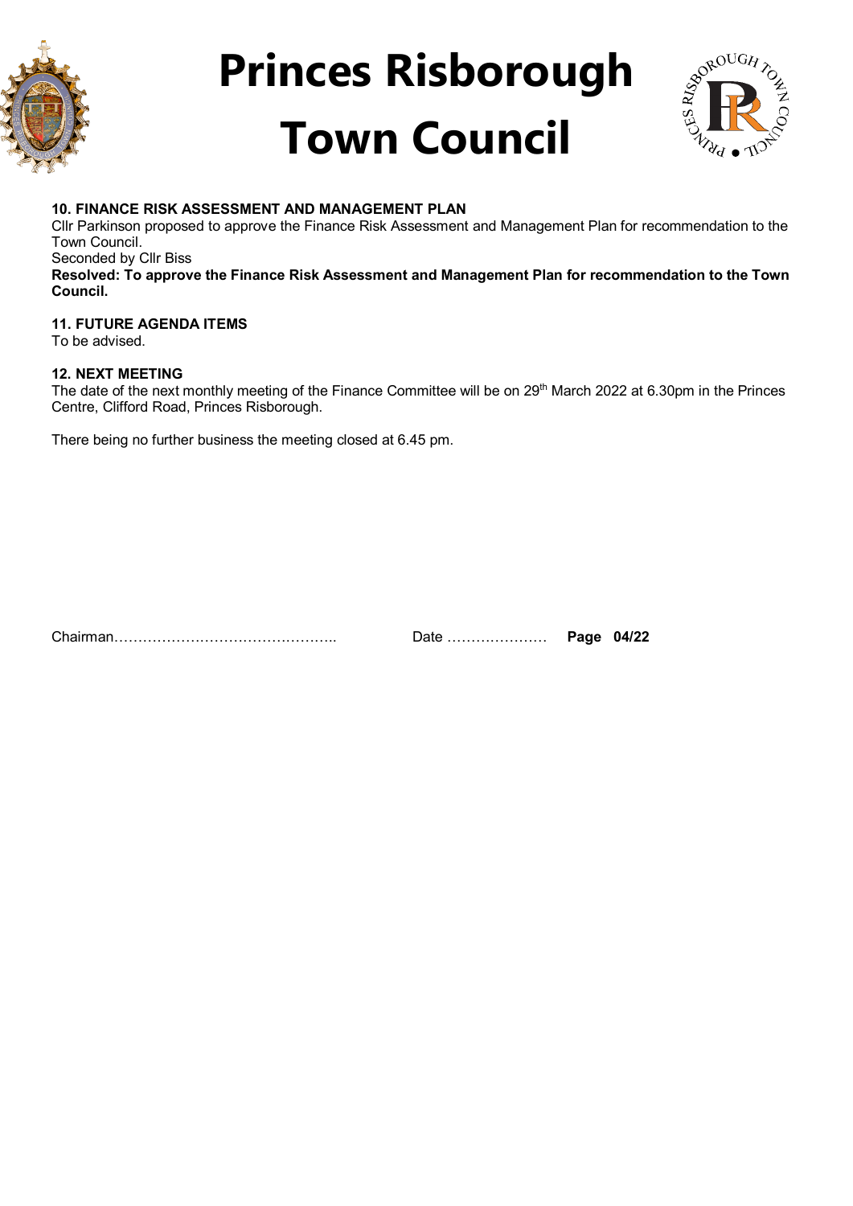### 10. FINANCE RISK ASSESSMENT AND MANAGEMENT PLAN

Cllr Parkinson proposed to approve the Finance Risk Assessment and Management Plan for recommendation to the Town Council.

Seconded by Cllr Biss

**Resolved: To approve the Finance Risk Assessment and Management Plan for recommendation to the Town Council.**

### 11. FUTURE AGENDA ITEMS

To be advised.

### 12. NEXT MEETING

The date of the next monthly meeting of the Finance Committee will be on 29th March 2022 at 6.30pm in the Princes Centre, Clifford Road, Princes Risborough.

There being no further business the meeting closed at 6.45 pm.

Chairman……………………………………….. Date ………………… **Page 04/22**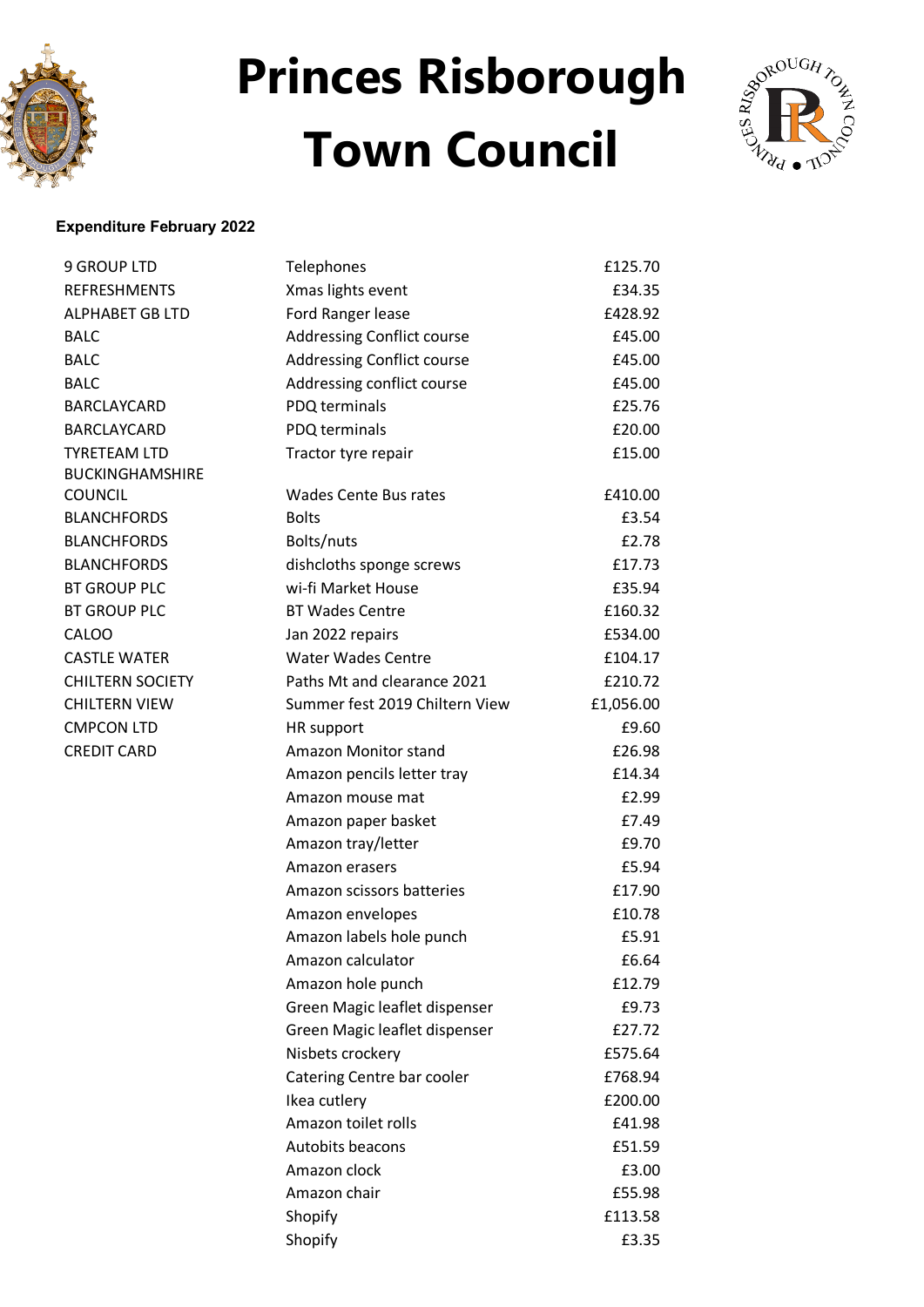# Princes Risborough Town Council

**Expenditure February 2022**

| | | |
|---|---|---|
| 9 GROUP LTD | Telephones | £125.70 |
| REFRESHMENTS | Xmas lights event | £34.35 |
| ALPHABET GB LTD | Ford Ranger lease | £428.92 |
| BALC | Addressing Conflict course | £45.00 |
| BALC | Addressing Conflict course | £45.00 |
| BALC | Addressing conflict course | £45.00 |
| BARCLAYCARD | PDQ terminals | £25.76 |
| BARCLAYCARD | PDQ terminals | £20.00 |
| TYRETEAM LTD | Tractor tyre repair | £15.00 |
| BUCKINGHAMSHIRE COUNCIL | Wades Cente Bus rates | £410.00 |
| BLANCHFORDS | Bolts | £3.54 |
| BLANCHFORDS | Bolts/nuts | £2.78 |
| BLANCHFORDS | dishcloths sponge screws | £17.73 |
| BT GROUP PLC | wi-fi Market House | £35.94 |
| BT GROUP PLC | BT Wades Centre | £160.32 |
| CALOO | Jan 2022 repairs | £534.00 |
| CASTLE WATER | Water Wades Centre | £104.17 |
| CHILTERN SOCIETY | Paths Mt and clearance 2021 | £210.72 |
| CHILTERN VIEW | Summer fest 2019 Chiltern View | £1,056.00 |
| CMPCON LTD | HR support | £9.60 |
| CREDIT CARD | Amazon Monitor stand | £26.98 |
| | Amazon pencils letter tray | £14.34 |
| | Amazon mouse mat | £2.99 |
| | Amazon paper basket | £7.49 |
| | Amazon tray/letter | £9.70 |
| | Amazon erasers | £5.94 |
| | Amazon scissors batteries | £17.90 |
| | Amazon envelopes | £10.78 |
| | Amazon labels hole punch | £5.91 |
| | Amazon calculator | £6.64 |
| | Amazon hole punch | £12.79 |
| | Green Magic leaflet dispenser | £9.73 |
| | Green Magic leaflet dispenser | £27.72 |
| | Nisbets crockery | £575.64 |
| | Catering Centre bar cooler | £768.94 |
| | Ikea cutlery | £200.00 |
| | Amazon toilet rolls | £41.98 |
| | Autobits beacons | £51.59 |
| | Amazon clock | £3.00 |
| | Amazon chair | £55.98 |
| | Shopify | £113.58 |
| | Shopify | £3.35 |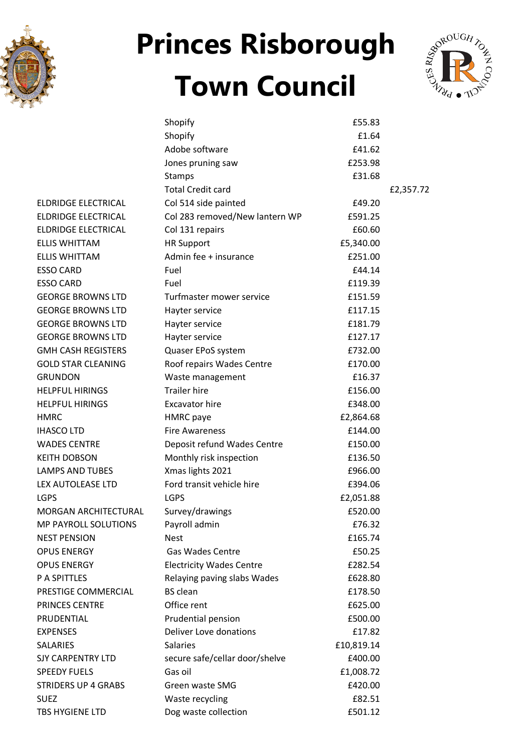# Princes Risborough Town Council

| | | | |
|---|---|---|---|
| | Shopify | £55.83 | |
| | Shopify | £1.64 | |
| | Adobe software | £41.62 | |
| | Jones pruning saw | £253.98 | |
| | Stamps | £31.68 | |
| | Total Credit card | | £2,357.72 |
| ELDRIDGE ELECTRICAL | Col 514 side painted | £49.20 | |
| ELDRIDGE ELECTRICAL | Col 283 removed/New lantern WP | £591.25 | |
| ELDRIDGE ELECTRICAL | Col 131 repairs | £60.60 | |
| ELLIS WHITTAM | HR Support | £5,340.00 | |
| ELLIS WHITTAM | Admin fee + insurance | £251.00 | |
| ESSO CARD | Fuel | £44.14 | |
| ESSO CARD | Fuel | £119.39 | |
| GEORGE BROWNS LTD | Turfmaster mower service | £151.59 | |
| GEORGE BROWNS LTD | Hayter service | £117.15 | |
| GEORGE BROWNS LTD | Hayter service | £181.79 | |
| GEORGE BROWNS LTD | Hayter service | £127.17 | |
| GMH CASH REGISTERS | Quaser EPoS system | £732.00 | |
| GOLD STAR CLEANING | Roof repairs Wades Centre | £170.00 | |
| GRUNDON | Waste management | £16.37 | |
| HELPFUL HIRINGS | Trailer hire | £156.00 | |
| HELPFUL HIRINGS | Excavator hire | £348.00 | |
| HMRC | HMRC paye | £2,864.68 | |
| IHASCO LTD | Fire Awareness | £144.00 | |
| WADES CENTRE | Deposit refund Wades Centre | £150.00 | |
| KEITH DOBSON | Monthly risk inspection | £136.50 | |
| LAMPS AND TUBES | Xmas lights 2021 | £966.00 | |
| LEX AUTOLEASE LTD | Ford transit vehicle hire | £394.06 | |
| LGPS | LGPS | £2,051.88 | |
| MORGAN ARCHITECTURAL | Survey/drawings | £520.00 | |
| MP PAYROLL SOLUTIONS | Payroll admin | £76.32 | |
| NEST PENSION | Nest | £165.74 | |
| OPUS ENERGY | Gas Wades Centre | £50.25 | |
| OPUS ENERGY | Electricity Wades Centre | £282.54 | |
| P A SPITTLES | Relaying paving slabs Wades | £628.80 | |
| PRESTIGE COMMERCIAL | BS clean | £178.50 | |
| PRINCES CENTRE | Office rent | £625.00 | |
| PRUDENTIAL | Prudential pension | £500.00 | |
| EXPENSES | Deliver Love donations | £17.82 | |
| SALARIES | Salaries | £10,819.14 | |
| SJY CARPENTRY LTD | secure safe/cellar door/shelve | £400.00 | |
| SPEEDY FUELS | Gas oil | £1,008.72 | |
| STRIDERS UP 4 GRABS | Green waste SMG | £420.00 | |
| SUEZ | Waste recycling | £82.51 | |
| TBS HYGIENE LTD | Dog waste collection | £501.12 | |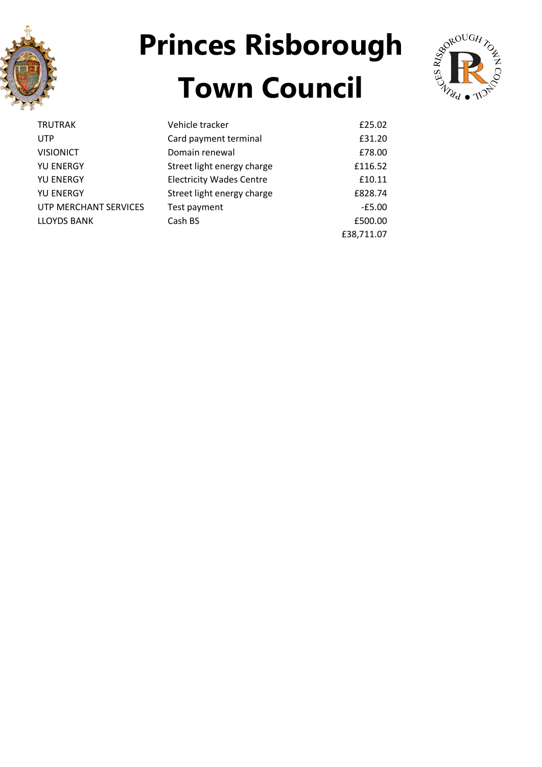# Princes Risborough Town Council

| | | |
|---|---|---|
| TRUTRAK | Vehicle tracker | £25.02 |
| UTP | Card payment terminal | £31.20 |
| VISIONICT | Domain renewal | £78.00 |
| YU ENERGY | Street light energy charge | £116.52 |
| YU ENERGY | Electricity Wades Centre | £10.11 |
| YU ENERGY | Street light energy charge | £828.74 |
| UTP MERCHANT SERVICES | Test payment | -£5.00 |
| LLOYDS BANK | Cash BS | £500.00 |
| | | £38,711.07 |